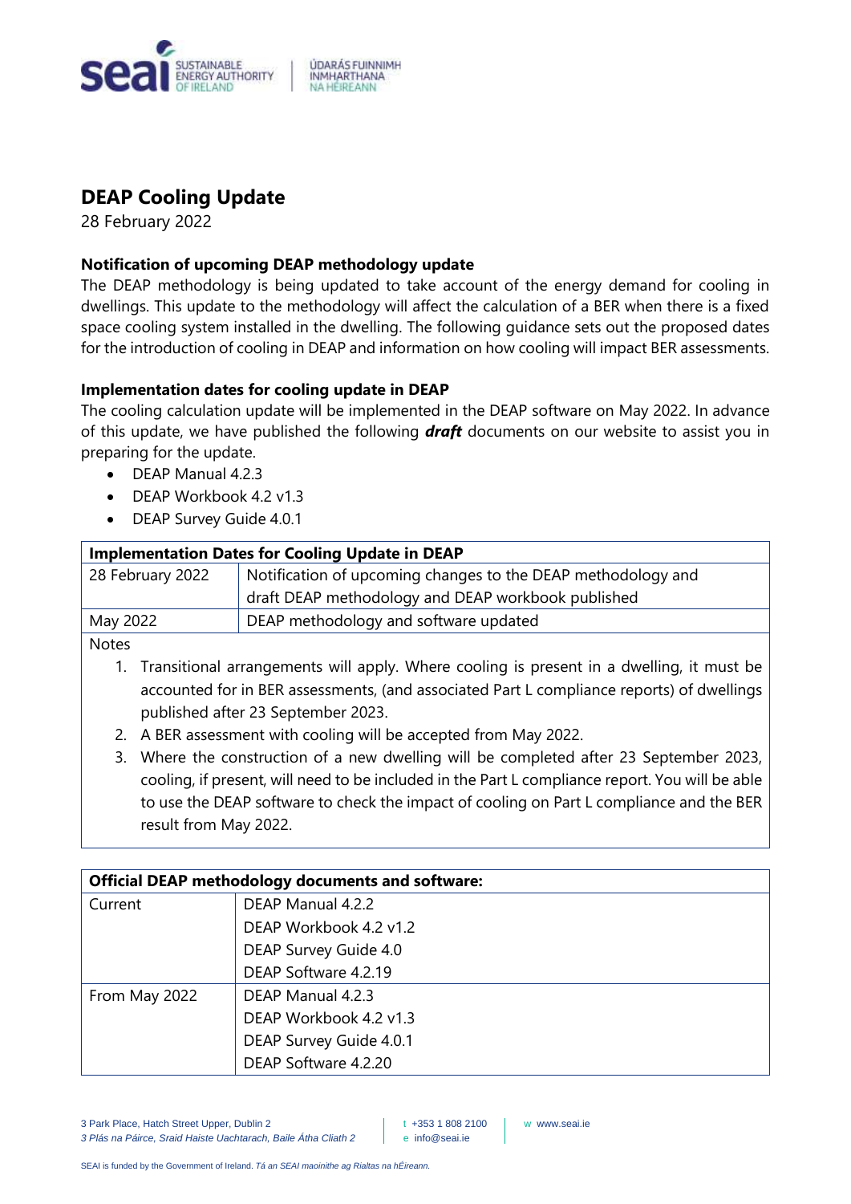# DEAP Cooling Update

28 February 2022

### Notification of upcoming DEAP methodology update

The DEAP methodology is being updated to take account of the energy demand for cooling in dwellings. This update to the methodology will affect the calculation of a BER when there is a fixed space cooling system installed in the dwelling. The following guidance sets out the proposed dates for the introduction of cooling in DEAP and information on how cooling will impact BER assessments.

### Implementation dates for cooling update in DEAP

The cooling calculation update will be implemented in the DEAP software on May 2022. In advance of this update, we have published the following ***draft*** documents on our website to assist you in preparing for the update.

- DEAP Manual 4.2.3
- DEAP Workbook 4.2 v1.3
- DEAP Survey Guide 4.0.1

| Implementation Dates for Cooling Update in DEAP | |
|---|---|
| 28 February 2022 | Notification of upcoming changes to the DEAP methodology and draft DEAP methodology and DEAP workbook published |
| May 2022 | DEAP methodology and software updated |

Notes

1. Transitional arrangements will apply. Where cooling is present in a dwelling, it must be accounted for in BER assessments, (and associated Part L compliance reports) of dwellings published after 23 September 2023.
2. A BER assessment with cooling will be accepted from May 2022.
3. Where the construction of a new dwelling will be completed after 23 September 2023, cooling, if present, will need to be included in the Part L compliance report. You will be able to use the DEAP software to check the impact of cooling on Part L compliance and the BER result from May 2022.

| Official DEAP methodology documents and software: | |
|---|---|
| Current | DEAP Manual 4.2.2<br>DEAP Workbook 4.2 v1.2<br>DEAP Survey Guide 4.0<br>DEAP Software 4.2.19 |
| From May 2022 | DEAP Manual 4.2.3<br>DEAP Workbook 4.2 v1.3<br>DEAP Survey Guide 4.0.1<br>DEAP Software 4.2.20 |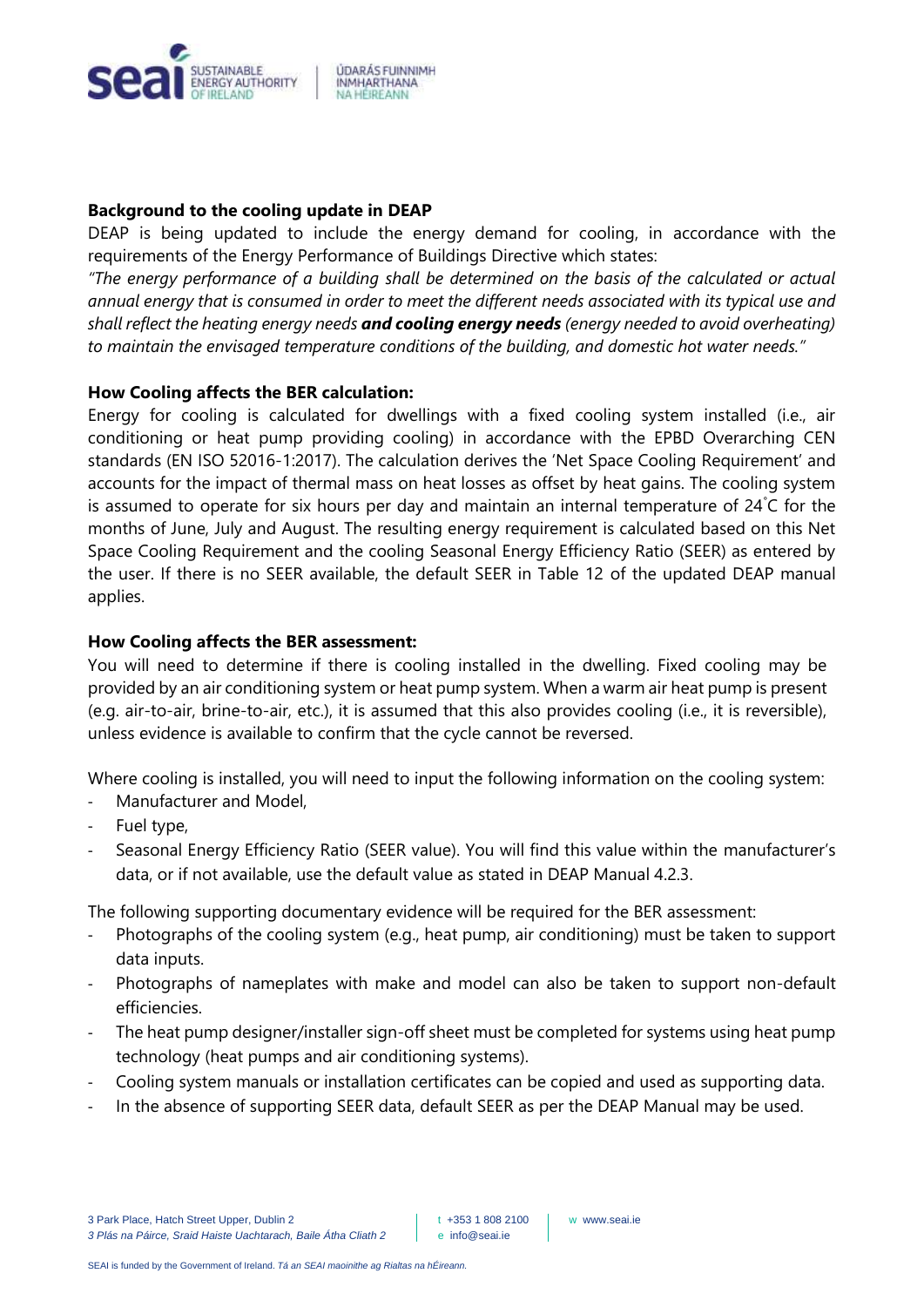**Background to the cooling update in DEAP**

DEAP is being updated to include the energy demand for cooling, in accordance with the requirements of the Energy Performance of Buildings Directive which states:

*"The energy performance of a building shall be determined on the basis of the calculated or actual annual energy that is consumed in order to meet the different needs associated with its typical use and shall reflect the heating energy needs* ***and cooling energy needs*** *(energy needed to avoid overheating) to maintain the envisaged temperature conditions of the building, and domestic hot water needs."*

**How Cooling affects the BER calculation:**

Energy for cooling is calculated for dwellings with a fixed cooling system installed (i.e., air conditioning or heat pump providing cooling) in accordance with the EPBD Overarching CEN standards (EN ISO 52016-1:2017). The calculation derives the 'Net Space Cooling Requirement' and accounts for the impact of thermal mass on heat losses as offset by heat gains. The cooling system is assumed to operate for six hours per day and maintain an internal temperature of 24˚C for the months of June, July and August. The resulting energy requirement is calculated based on this Net Space Cooling Requirement and the cooling Seasonal Energy Efficiency Ratio (SEER) as entered by the user. If there is no SEER available, the default SEER in Table 12 of the updated DEAP manual applies.

**How Cooling affects the BER assessment:**

You will need to determine if there is cooling installed in the dwelling. Fixed cooling may be provided by an air conditioning system or heat pump system. When a warm air heat pump is present (e.g. air-to-air, brine-to-air, etc.), it is assumed that this also provides cooling (i.e., it is reversible), unless evidence is available to confirm that the cycle cannot be reversed.

Where cooling is installed, you will need to input the following information on the cooling system:

- Manufacturer and Model,
- Fuel type,
- Seasonal Energy Efficiency Ratio (SEER value). You will find this value within the manufacturer's data, or if not available, use the default value as stated in DEAP Manual 4.2.3.

The following supporting documentary evidence will be required for the BER assessment:

- Photographs of the cooling system (e.g., heat pump, air conditioning) must be taken to support data inputs.
- Photographs of nameplates with make and model can also be taken to support non-default efficiencies.
- The heat pump designer/installer sign-off sheet must be completed for systems using heat pump technology (heat pumps and air conditioning systems).
- Cooling system manuals or installation certificates can be copied and used as supporting data.
- In the absence of supporting SEER data, default SEER as per the DEAP Manual may be used.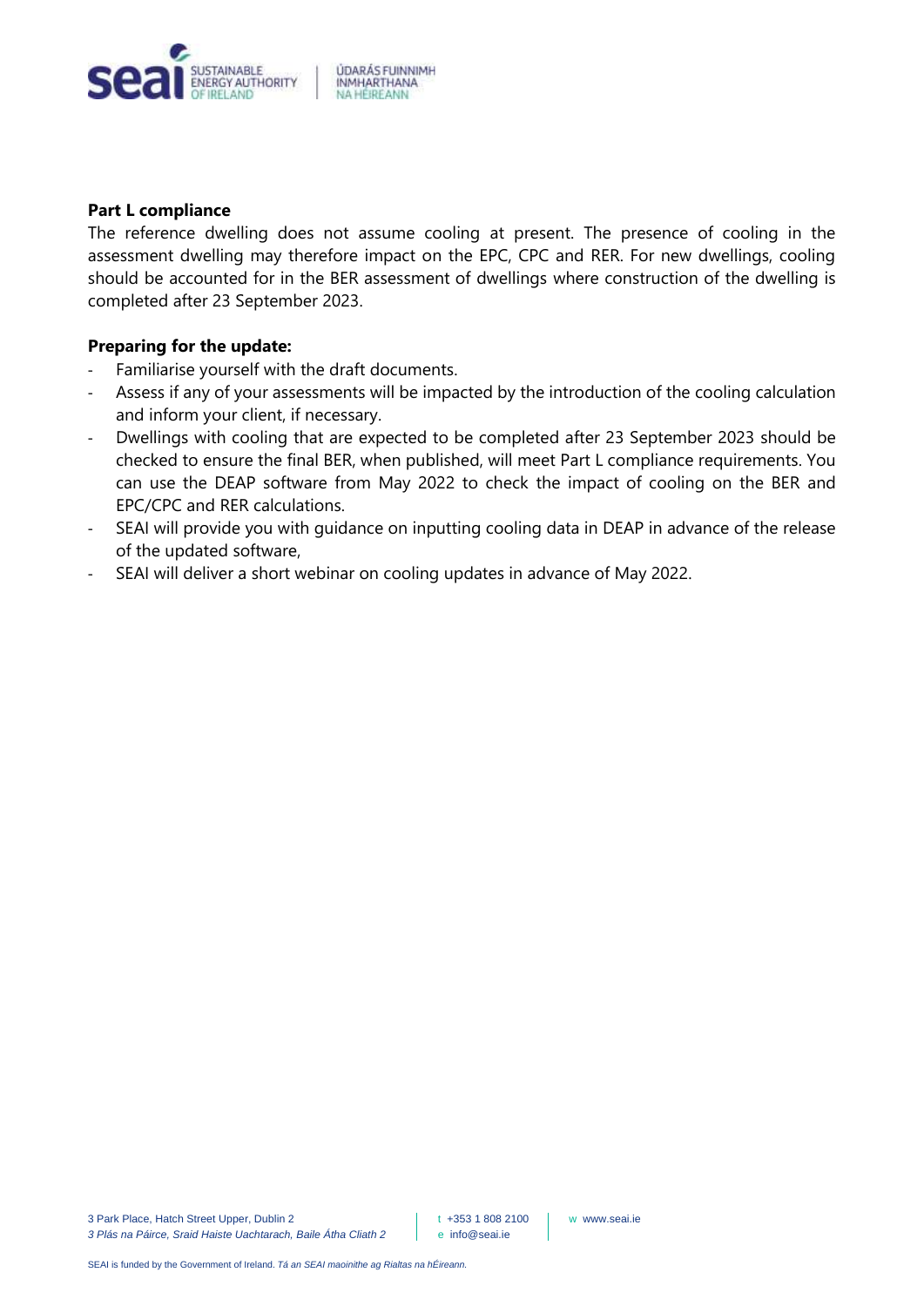**Part L compliance**

The reference dwelling does not assume cooling at present. The presence of cooling in the assessment dwelling may therefore impact on the EPC, CPC and RER. For new dwellings, cooling should be accounted for in the BER assessment of dwellings where construction of the dwelling is completed after 23 September 2023.

**Preparing for the update:**

- Familiarise yourself with the draft documents.
- Assess if any of your assessments will be impacted by the introduction of the cooling calculation and inform your client, if necessary.
- Dwellings with cooling that are expected to be completed after 23 September 2023 should be checked to ensure the final BER, when published, will meet Part L compliance requirements. You can use the DEAP software from May 2022 to check the impact of cooling on the BER and EPC/CPC and RER calculations.
- SEAI will provide you with guidance on inputting cooling data in DEAP in advance of the release of the updated software,
- SEAI will deliver a short webinar on cooling updates in advance of May 2022.